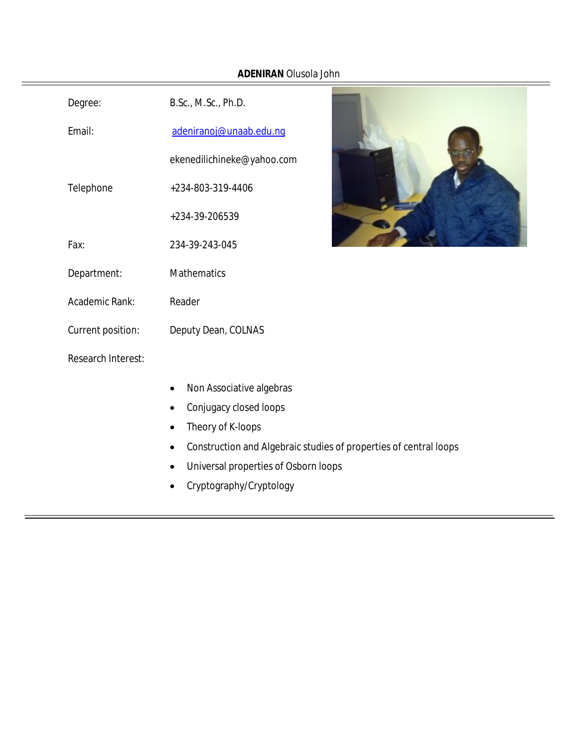**ADENIRAN** Olusola John

| | |
|---|---|
| Degree: | B.Sc., M.Sc., Ph.D. |
| Email: | adeniranoj@unaab.edu.ng |
| | ekenedilichineke@yahoo.com |
| Telephone | +234-803-319-4406 |
| | +234-39-206539 |
| Fax: | 234-39-243-045 |
| Department: | Mathematics |
| Academic Rank: | Reader |
| Current position: | Deputy Dean, COLNAS |

Research Interest:

- Non Associative algebras
- Conjugacy closed loops
- Theory of K-loops
- Construction and Algebraic studies of properties of central loops
- Universal properties of Osborn loops
- Cryptography/Cryptology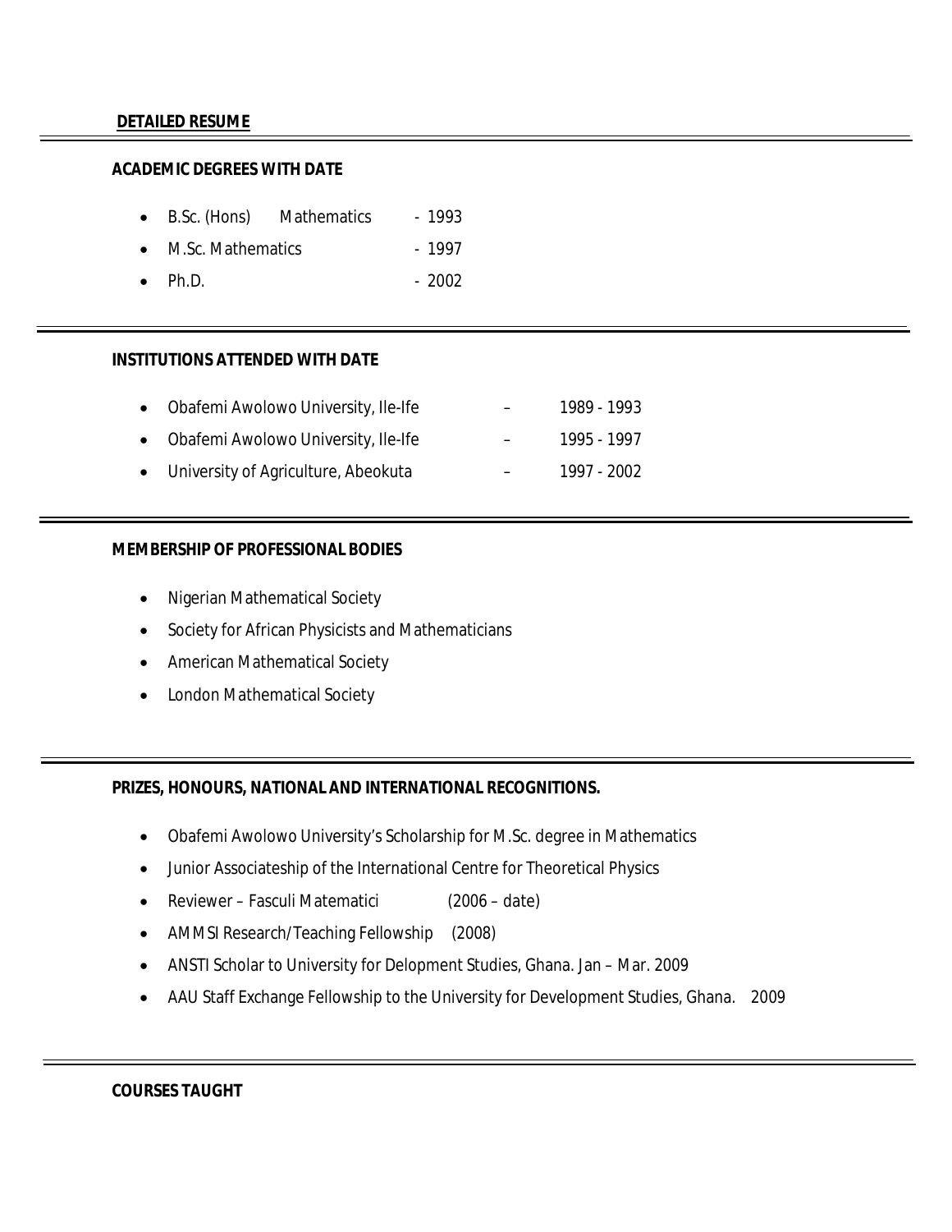## DETAILED RESUME

---

### ACADEMIC DEGREES WITH DATE

- B.Sc. (Hons) Mathematics - 1993
- M.Sc. Mathematics - 1997
- Ph.D. - 2002

---

### INSTITUTIONS ATTENDED WITH DATE

- Obafemi Awolowo University, Ile-Ife – 1989 - 1993
- Obafemi Awolowo University, Ile-Ife – 1995 - 1997
- University of Agriculture, Abeokuta – 1997 - 2002

---

### MEMBERSHIP OF PROFESSIONAL BODIES

- Nigerian Mathematical Society
- Society for African Physicists and Mathematicians
- American Mathematical Society
- London Mathematical Society

---

### PRIZES, HONOURS, NATIONAL AND INTERNATIONAL RECOGNITIONS.

- Obafemi Awolowo University's Scholarship for M.Sc. degree in Mathematics
- Junior Associateship of the International Centre for Theoretical Physics
- Reviewer – Fasculi Matematici (2006 – date)
- AMMSI Research/Teaching Fellowship (2008)
- ANSTI Scholar to University for Delopment Studies, Ghana. Jan – Mar. 2009
- AAU Staff Exchange Fellowship to the University for Development Studies, Ghana. 2009

---

### COURSES TAUGHT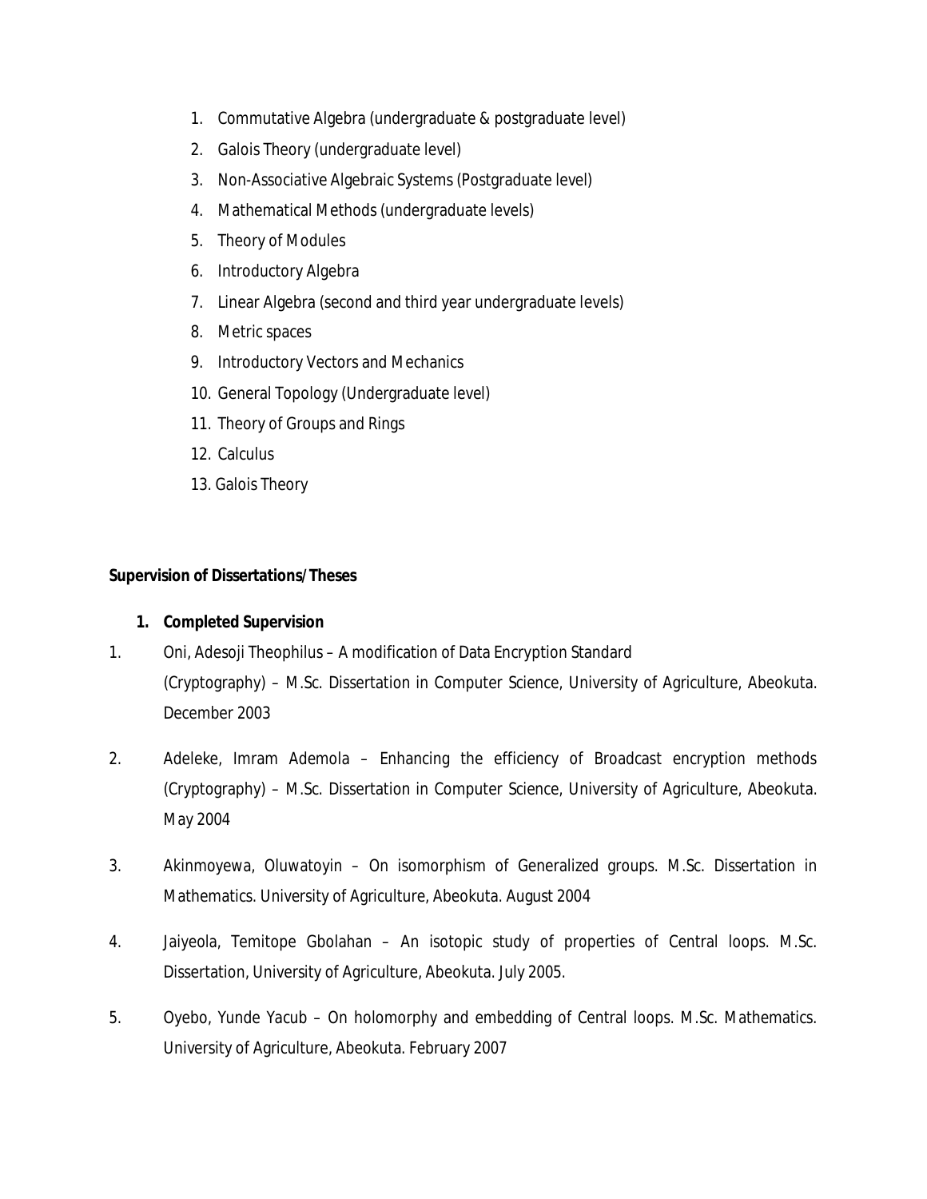1. Commutative Algebra (undergraduate & postgraduate level)
2. Galois Theory (undergraduate level)
3. Non-Associative Algebraic Systems (Postgraduate level)
4. Mathematical Methods (undergraduate levels)
5. Theory of Modules
6. Introductory Algebra
7. Linear Algebra (second and third year undergraduate levels)
8. Metric spaces
9. Introductory Vectors and Mechanics
10. General Topology (Undergraduate level)
11. Theory of Groups and Rings
12. Calculus
13. Galois Theory

**Supervision of Dissertations/Theses**

**1. Completed Supervision**

1. Oni, Adesoji Theophilus – A modification of Data Encryption Standard (Cryptography) – M.Sc. Dissertation in Computer Science, University of Agriculture, Abeokuta. December 2003

2. Adeleke, Imram Ademola – Enhancing the efficiency of Broadcast encryption methods (Cryptography) – M.Sc. Dissertation in Computer Science, University of Agriculture, Abeokuta. May 2004

3. Akinmoyewa, Oluwatoyin – On isomorphism of Generalized groups. M.Sc. Dissertation in Mathematics. University of Agriculture, Abeokuta. August 2004

4. Jaiyeola, Temitope Gbolahan – An isotopic study of properties of Central loops. M.Sc. Dissertation, University of Agriculture, Abeokuta. July 2005.

5. Oyebo, Yunde Yacub – On holomorphy and embedding of Central loops. M.Sc. Mathematics. University of Agriculture, Abeokuta. February 2007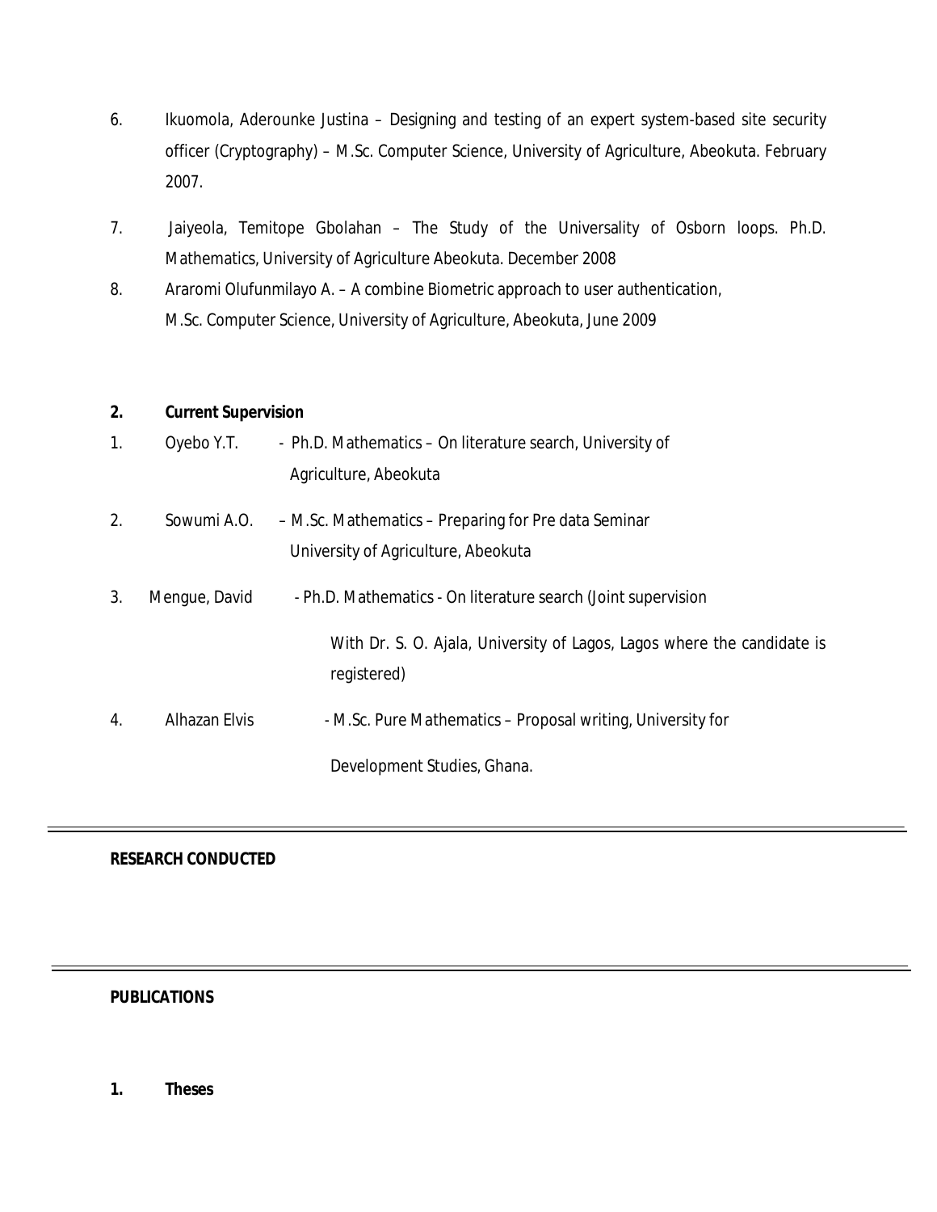6. Ikuomola, Aderounke Justina – Designing and testing of an expert system-based site security officer (Cryptography) – M.Sc. Computer Science, University of Agriculture, Abeokuta. February 2007.

7. Jaiyeola, Temitope Gbolahan – The Study of the Universality of Osborn loops. Ph.D. Mathematics, University of Agriculture Abeokuta. December 2008

8. Araromi Olufunmilayo A. – A combine Biometric approach to user authentication, M.Sc. Computer Science, University of Agriculture, Abeokuta, June 2009

**2. Current Supervision**

1. Oyebo Y.T. - Ph.D. Mathematics – On literature search, University of Agriculture, Abeokuta

2. Sowumi A.O. – M.Sc. Mathematics – Preparing for Pre data Seminar University of Agriculture, Abeokuta

3. Mengue, David - Ph.D. Mathematics - On literature search (Joint supervision With Dr. S. O. Ajala, University of Lagos, Lagos where the candidate is registered)

4. Alhazan Elvis - M.Sc. Pure Mathematics – Proposal writing, University for Development Studies, Ghana.

---

**RESEARCH CONDUCTED**

---

**PUBLICATIONS**

**1. Theses**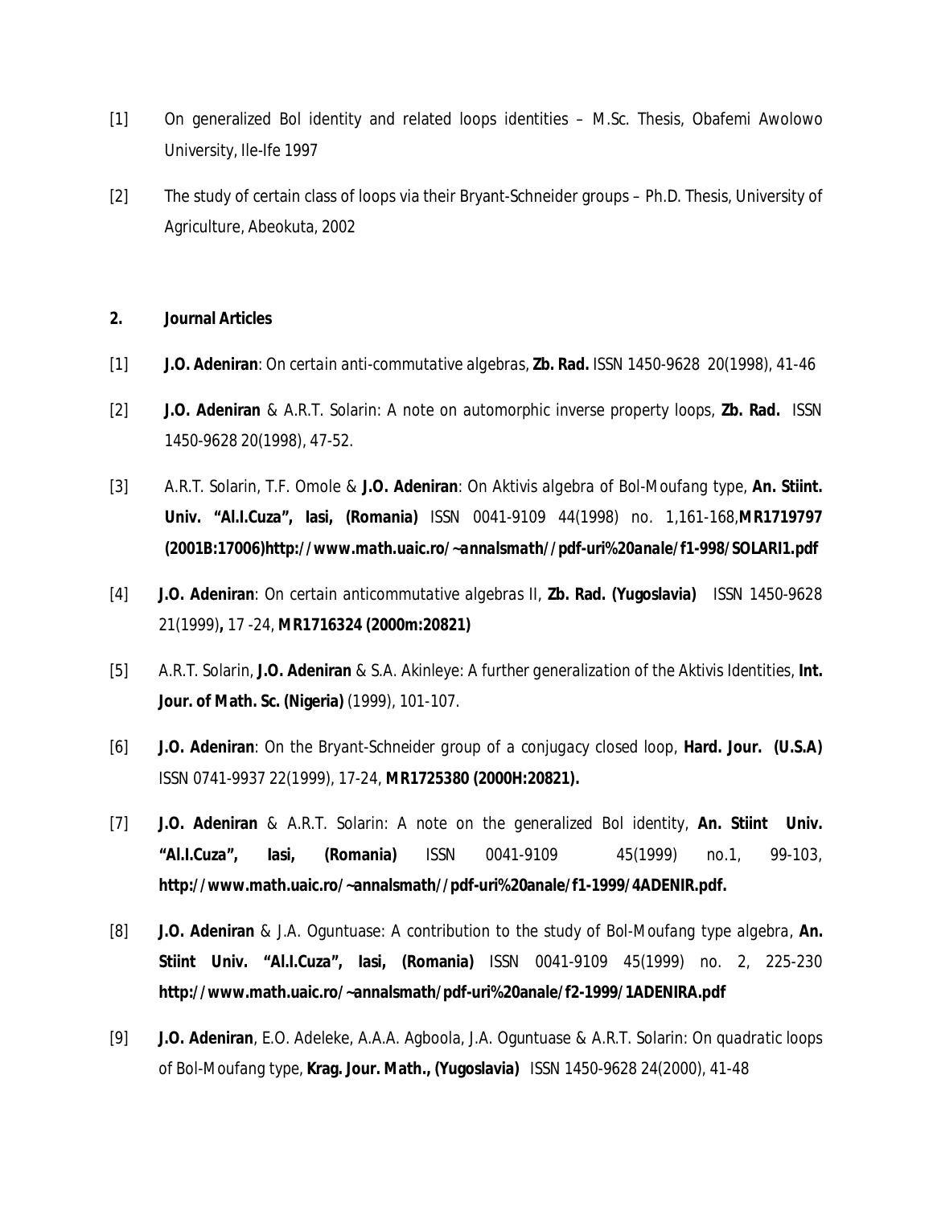[1] On generalized Bol identity and related loops identities – M.Sc. Thesis, Obafemi Awolowo University, Ile-Ife 1997

[2] The study of certain class of loops via their Bryant-Schneider groups – Ph.D. Thesis, University of Agriculture, Abeokuta, 2002

**2. Journal Articles**

[1] **J.O. Adeniran**: On certain anti-commutative algebras, **Zb. Rad.** ISSN 1450-9628 20(1998), 41-46

[2] **J.O. Adeniran** & A.R.T. Solarin: A note on automorphic inverse property loops, **Zb. Rad.** ISSN 1450-9628 20(1998), 47-52.

[3] A.R.T. Solarin, T.F. Omole & **J.O. Adeniran**: On Aktivis algebra of Bol-Moufang type, **An. Stiint. Univ. "Al.I.Cuza", Iasi, (Romania)** ISSN 0041-9109 44(1998) no. 1,161-168,**MR1719797 (2001B:17006)http://www.math.uaic.ro/~annalsmath//pdf-uri%20anale/f1-998/SOLARI1.pdf**

[4] **J.O. Adeniran**: On certain anticommutative algebras II, **Zb. Rad. (Yugoslavia)** ISSN 1450-9628 21(1999)**,** 17 -24, **MR1716324 (2000m:20821)**

[5] A.R.T. Solarin, **J.O. Adeniran** & S.A. Akinleye: A further generalization of the Aktivis Identities, **Int. Jour. of Math. Sc. (Nigeria)** (1999), 101-107.

[6] **J.O. Adeniran**: On the Bryant-Schneider group of a conjugacy closed loop, **Hard. Jour. (U.S.A)** ISSN 0741-9937 22(1999), 17-24, **MR1725380 (2000H:20821).**

[7] **J.O. Adeniran** & A.R.T. Solarin: A note on the generalized Bol identity, **An. Stiint Univ. "Al.I.Cuza", Iasi, (Romania)** ISSN 0041-9109 45(1999) no.1, 99-103, **http://www.math.uaic.ro/~annalsmath//pdf-uri%20anale/f1-1999/4ADENIR.pdf.**

[8] **J.O. Adeniran** & J.A. Oguntuase: A contribution to the study of Bol-Moufang type algebra, **An. Stiint Univ. "Al.I.Cuza", Iasi, (Romania)** ISSN 0041-9109 45(1999) no. 2, 225-230 **http://www.math.uaic.ro/~annalsmath/pdf-uri%20anale/f2-1999/1ADENIRA.pdf**

[9] **J.O. Adeniran**, E.O. Adeleke, A.A.A. Agboola, J.A. Oguntuase & A.R.T. Solarin: On quadratic loops of Bol-Moufang type, **Krag. Jour. Math., (Yugoslavia)** ISSN 1450-9628 24(2000), 41-48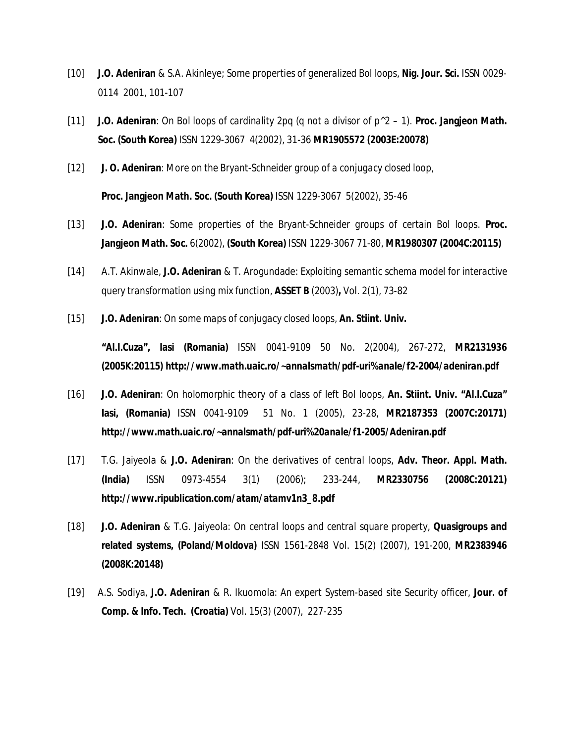[10] **J.O. Adeniran** & S.A. Akinleye; Some properties of generalized Bol loops, **Nig. Jour. Sci.** ISSN 0029-0114 2001, 101-107

[11] **J.O. Adeniran**: On Bol loops of cardinality 2pq (q not a divisor of p^2 – 1). **Proc. Jangjeon Math. Soc. (South Korea)** ISSN 1229-3067 4(2002), 31-36 **MR1905572 (2003E:20078)**

[12] **J. O. Adeniran**: More on the Bryant-Schneider group of a conjugacy closed loop, **Proc. Jangjeon Math. Soc. (South Korea)** ISSN 1229-3067 5(2002), 35-46

[13] **J.O. Adeniran**: Some properties of the Bryant-Schneider groups of certain Bol loops. **Proc. Jangjeon Math. Soc.** 6(2002), **(South Korea)** ISSN 1229-3067 71-80, **MR1980307 (2004C:20115)**

[14] A.T. Akinwale, **J.O. Adeniran** & T. Arogundade: Exploiting semantic schema model for interactive query transformation using mix function, **ASSET B** (2003)**,** Vol. 2(1), 73-82

[15] **J.O. Adeniran**: On some maps of conjugacy closed loops, **An. Stiint. Univ. "Al.I.Cuza", Iasi (Romania)** ISSN 0041-9109 50 No. 2(2004), 267-272, **MR2131936 (2005K:20115) http://www.math.uaic.ro/~annalsmath/pdf-uri%anale/f2-2004/adeniran.pdf**

[16] **J.O. Adeniran**: On holomorphic theory of a class of left Bol loops, **An. Stiint. Univ. "Al.I.Cuza" Iasi, (Romania)** ISSN 0041-9109 51 No. 1 (2005), 23-28, **MR2187353 (2007C:20171) http://www.math.uaic.ro/~annalsmath/pdf-uri%20anale/f1-2005/Adeniran.pdf**

[17] T.G. Jaiyeola & **J.O. Adeniran**: On the derivatives of central loops, **Adv. Theor. Appl. Math. (India)** ISSN 0973-4554 3(1) (2006); 233-244, **MR2330756 (2008C:20121) http://www.ripublication.com/atam/atamv1n3_8.pdf**

[18] **J.O. Adeniran** & T.G. Jaiyeola: On central loops and central square property, **Quasigroups and related systems, (Poland/Moldova)** ISSN 1561-2848 Vol. 15(2) (2007), 191-200, **MR2383946 (2008K:20148)**

[19] A.S. Sodiya, **J.O. Adeniran** & R. Ikuomola: An expert System-based site Security officer, **Jour. of Comp. & Info. Tech. (Croatia)** Vol. 15(3) (2007), 227-235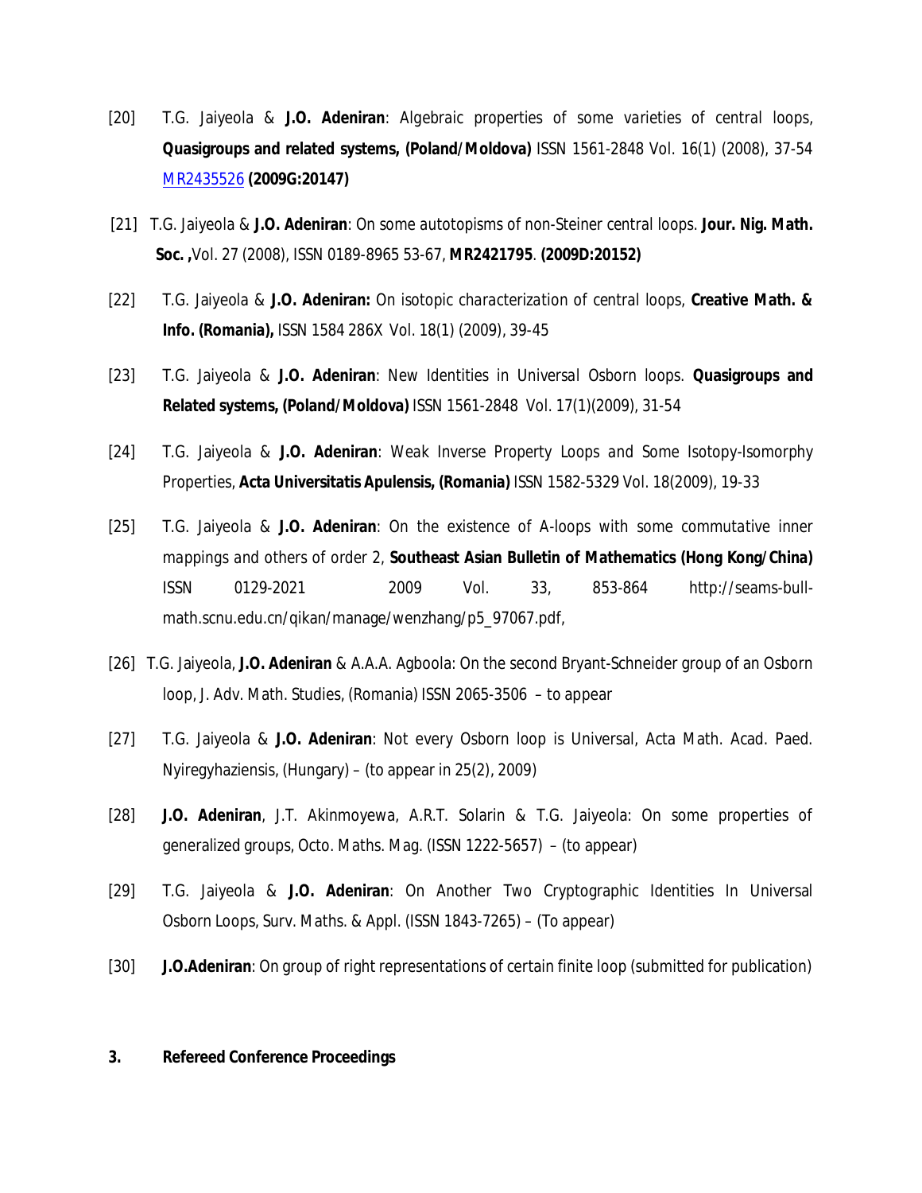[20] T.G. Jaiyeola & **J.O. Adeniran**: Algebraic properties of some varieties of central loops, **Quasigroups and related systems, (Poland/Moldova)** ISSN 1561-2848 Vol. 16(1) (2008), 37-54 MR2435526 **(2009G:20147)**

[21] T.G. Jaiyeola & **J.O. Adeniran**: On some autotopisms of non-Steiner central loops. **Jour. Nig. Math. Soc. ,**Vol. 27 (2008), ISSN 0189-8965 53-67, **MR2421795**. **(2009D:20152)**

[22] T.G. Jaiyeola & **J.O. Adeniran:** On isotopic characterization of central loops, **Creative Math. & Info. (Romania),** ISSN 1584 286X Vol. 18(1) (2009), 39-45

[23] T.G. Jaiyeola & **J.O. Adeniran**: New Identities in Universal Osborn loops. **Quasigroups and Related systems, (Poland/Moldova)** ISSN 1561-2848 Vol. 17(1)(2009), 31-54

[24] T.G. Jaiyeola & **J.O. Adeniran**: Weak Inverse Property Loops and Some Isotopy-Isomorphy Properties, **Acta Universitatis Apulensis, (Romania)** ISSN 1582-5329 Vol. 18(2009), 19-33

[25] T.G. Jaiyeola & **J.O. Adeniran**: On the existence of A-loops with some commutative inner mappings and others of order 2, **Southeast Asian Bulletin of Mathematics (Hong Kong/China)** ISSN 0129-2021 2009 Vol. 33, 853-864 http://seams-bull-math.scnu.edu.cn/qikan/manage/wenzhang/p5_97067.pdf,

[26] T.G. Jaiyeola, **J.O. Adeniran** & A.A.A. Agboola: On the second Bryant-Schneider group of an Osborn loop, J. Adv. Math. Studies, (Romania) ISSN 2065-3506 – to appear

[27] T.G. Jaiyeola & **J.O. Adeniran**: Not every Osborn loop is Universal, Acta Math. Acad. Paed. Nyiregyhaziensis, (Hungary) – (to appear in 25(2), 2009)

[28] **J.O. Adeniran**, J.T. Akinmoyewa, A.R.T. Solarin & T.G. Jaiyeola: On some properties of generalized groups, Octo. Maths. Mag. (ISSN 1222-5657) – (to appear)

[29] T.G. Jaiyeola & **J.O. Adeniran**: On Another Two Cryptographic Identities In Universal Osborn Loops, Surv. Maths. & Appl. (ISSN 1843-7265) – (To appear)

[30] **J.O.Adeniran**: On group of right representations of certain finite loop (submitted for publication)

## 3. Refereed Conference Proceedings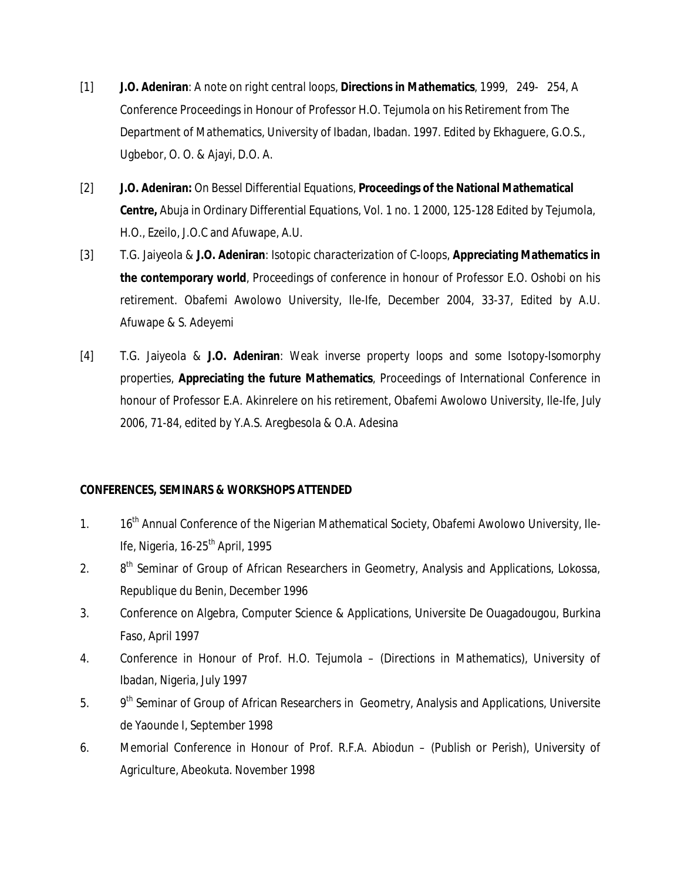[1] **J.O. Adeniran**: A note on right central loops, **Directions in Mathematics**, 1999, 249- 254, A Conference Proceedings in Honour of Professor H.O. Tejumola on his Retirement from The Department of Mathematics, University of Ibadan, Ibadan. 1997. Edited by Ekhaguere, G.O.S., Ugbebor, O. O. & Ajayi, D.O. A.

[2] **J.O. Adeniran:** On Bessel Differential Equations, **Proceedings of the National Mathematical Centre,** Abuja in Ordinary Differential Equations, Vol. 1 no. 1 2000, 125-128 Edited by Tejumola, H.O., Ezeilo, J.O.C and Afuwape, A.U.

[3] T.G. Jaiyeola & **J.O. Adeniran**: Isotopic characterization of C-loops, **Appreciating Mathematics in the contemporary world**, Proceedings of conference in honour of Professor E.O. Oshobi on his retirement. Obafemi Awolowo University, Ile-Ife, December 2004, 33-37, Edited by A.U. Afuwape & S. Adeyemi

[4] T.G. Jaiyeola & **J.O. Adeniran**: Weak inverse property loops and some Isotopy-Isomorphy properties, **Appreciating the future Mathematics**, Proceedings of International Conference in honour of Professor E.A. Akinrelere on his retirement, Obafemi Awolowo University, Ile-Ife, July 2006, 71-84, edited by Y.A.S. Aregbesola & O.A. Adesina

**CONFERENCES, SEMINARS & WORKSHOPS ATTENDED**

1. 16th Annual Conference of the Nigerian Mathematical Society, Obafemi Awolowo University, Ile-Ife, Nigeria, 16-25th April, 1995
2. 8th Seminar of Group of African Researchers in Geometry, Analysis and Applications, Lokossa, Republique du Benin, December 1996
3. Conference on Algebra, Computer Science & Applications, Universite De Ouagadougou, Burkina Faso, April 1997
4. Conference in Honour of Prof. H.O. Tejumola – (Directions in Mathematics), University of Ibadan, Nigeria, July 1997
5. 9th Seminar of Group of African Researchers in Geometry, Analysis and Applications, Universite de Yaounde I, September 1998
6. Memorial Conference in Honour of Prof. R.F.A. Abiodun – (Publish or Perish), University of Agriculture, Abeokuta. November 1998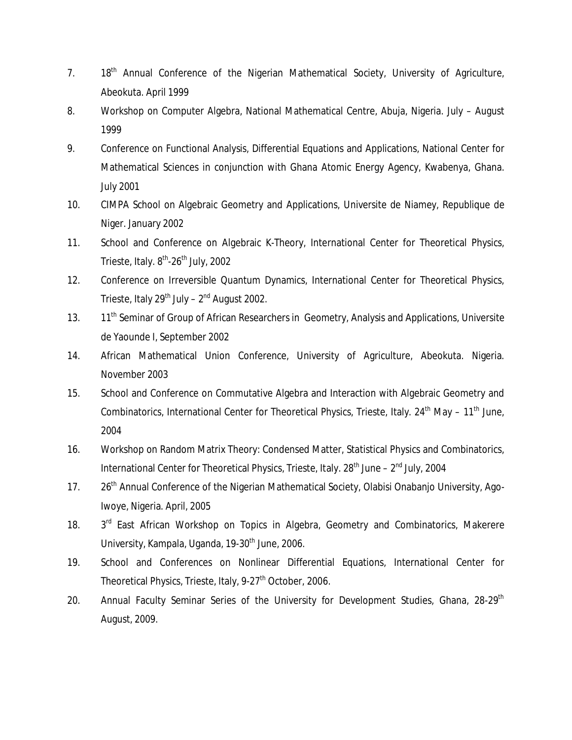7. 18th Annual Conference of the Nigerian Mathematical Society, University of Agriculture, Abeokuta. April 1999
8. Workshop on Computer Algebra, National Mathematical Centre, Abuja, Nigeria. July – August 1999
9. Conference on Functional Analysis, Differential Equations and Applications, National Center for Mathematical Sciences in conjunction with Ghana Atomic Energy Agency, Kwabenya, Ghana. July 2001
10. CIMPA School on Algebraic Geometry and Applications, Universite de Niamey, Republique de Niger. January 2002
11. School and Conference on Algebraic K-Theory, International Center for Theoretical Physics, Trieste, Italy. 8th-26th July, 2002
12. Conference on Irreversible Quantum Dynamics, International Center for Theoretical Physics, Trieste, Italy 29th July – 2nd August 2002.
13. 11th Seminar of Group of African Researchers in Geometry, Analysis and Applications, Universite de Yaounde I, September 2002
14. African Mathematical Union Conference, University of Agriculture, Abeokuta. Nigeria. November 2003
15. School and Conference on Commutative Algebra and Interaction with Algebraic Geometry and Combinatorics, International Center for Theoretical Physics, Trieste, Italy. 24th May – 11th June, 2004
16. Workshop on Random Matrix Theory: Condensed Matter, Statistical Physics and Combinatorics, International Center for Theoretical Physics, Trieste, Italy. 28th June – 2nd July, 2004
17. 26th Annual Conference of the Nigerian Mathematical Society, Olabisi Onabanjo University, Ago-Iwoye, Nigeria. April, 2005
18. 3rd East African Workshop on Topics in Algebra, Geometry and Combinatorics, Makerere University, Kampala, Uganda, 19-30th June, 2006.
19. School and Conferences on Nonlinear Differential Equations, International Center for Theoretical Physics, Trieste, Italy, 9-27th October, 2006.
20. Annual Faculty Seminar Series of the University for Development Studies, Ghana, 28-29th August, 2009.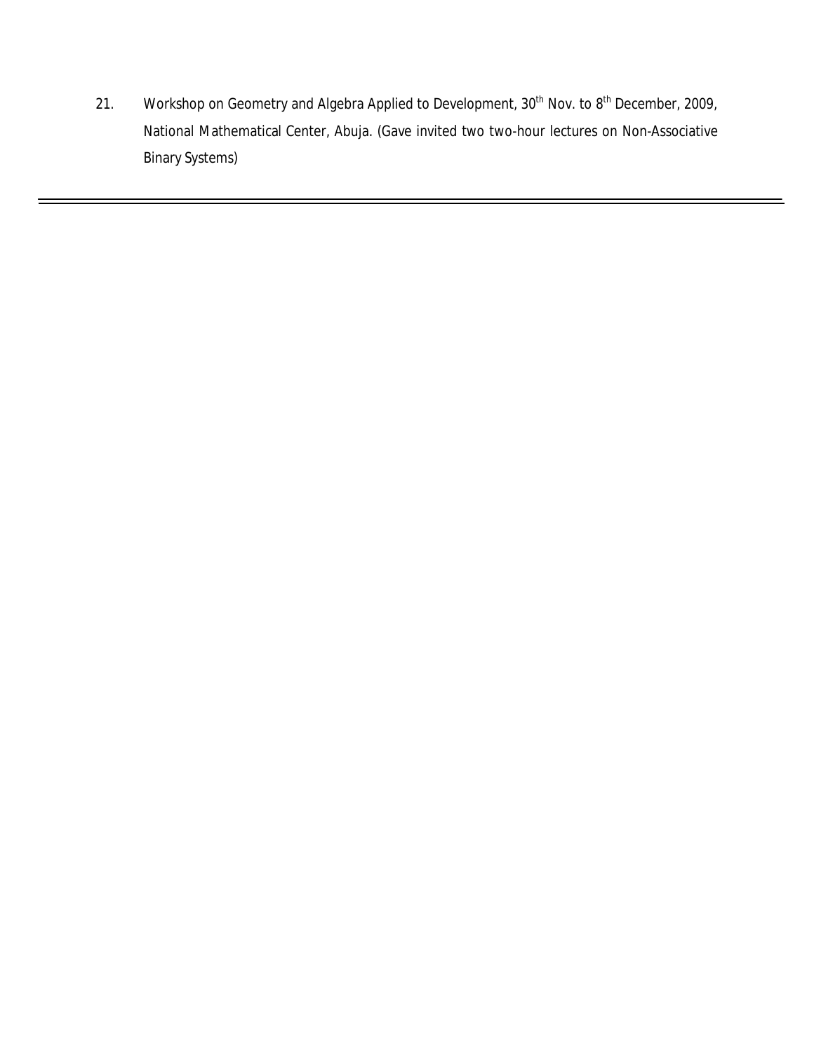21. Workshop on Geometry and Algebra Applied to Development, 30th Nov. to 8th December, 2009, National Mathematical Center, Abuja. (Gave invited two two-hour lectures on Non-Associative Binary Systems)

---